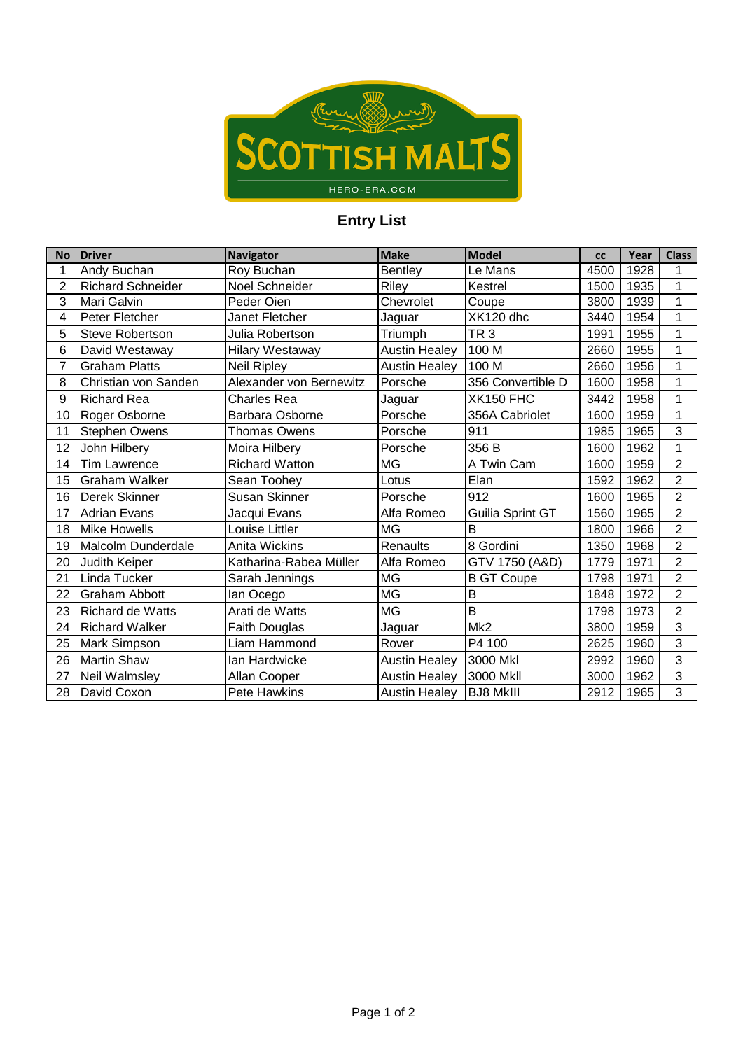SCOTTISH MALTS

HERO-ERA.COM

## Entry List

| No | Driver | Navigator | Make | Model | cc | Year | Class |
|---|---|---|---|---|---|---|---|
| 1 | Andy Buchan | Roy Buchan | Bentley | Le Mans | 4500 | 1928 | 1 |
| 2 | Richard Schneider | Noel Schneider | Riley | Kestrel | 1500 | 1935 | 1 |
| 3 | Mari Galvin | Peder Oien | Chevrolet | Coupe | 3800 | 1939 | 1 |
| 4 | Peter Fletcher | Janet Fletcher | Jaguar | XK120 dhc | 3440 | 1954 | 1 |
| 5 | Steve Robertson | Julia Robertson | Triumph | TR 3 | 1991 | 1955 | 1 |
| 6 | David Westaway | Hilary Westaway | Austin Healey | 100 M | 2660 | 1955 | 1 |
| 7 | Graham Platts | Neil Ripley | Austin Healey | 100 M | 2660 | 1956 | 1 |
| 8 | Christian von Sanden | Alexander von Bernewitz | Porsche | 356 Convertible D | 1600 | 1958 | 1 |
| 9 | Richard Rea | Charles Rea | Jaguar | XK150 FHC | 3442 | 1958 | 1 |
| 10 | Roger Osborne | Barbara Osborne | Porsche | 356A Cabriolet | 1600 | 1959 | 1 |
| 11 | Stephen Owens | Thomas Owens | Porsche | 911 | 1985 | 1965 | 3 |
| 12 | John Hilbery | Moira Hilbery | Porsche | 356 B | 1600 | 1962 | 1 |
| 14 | Tim Lawrence | Richard Watton | MG | A Twin Cam | 1600 | 1959 | 2 |
| 15 | Graham Walker | Sean Toohey | Lotus | Elan | 1592 | 1962 | 2 |
| 16 | Derek Skinner | Susan Skinner | Porsche | 912 | 1600 | 1965 | 2 |
| 17 | Adrian Evans | Jacqui Evans | Alfa Romeo | Guilia Sprint GT | 1560 | 1965 | 2 |
| 18 | Mike Howells | Louise Littler | MG | B | 1800 | 1966 | 2 |
| 19 | Malcolm Dunderdale | Anita Wickins | Renaults | 8 Gordini | 1350 | 1968 | 2 |
| 20 | Judith Keiper | Katharina-Rabea Müller | Alfa Romeo | GTV 1750 (A&D) | 1779 | 1971 | 2 |
| 21 | Linda Tucker | Sarah Jennings | MG | B GT Coupe | 1798 | 1971 | 2 |
| 22 | Graham Abbott | Ian Ocego | MG | B | 1848 | 1972 | 2 |
| 23 | Richard de Watts | Arati de Watts | MG | B | 1798 | 1973 | 2 |
| 24 | Richard Walker | Faith Douglas | Jaguar | Mk2 | 3800 | 1959 | 3 |
| 25 | Mark Simpson | Liam Hammond | Rover | P4 100 | 2625 | 1960 | 3 |
| 26 | Martin Shaw | Ian Hardwicke | Austin Healey | 3000 MkI | 2992 | 1960 | 3 |
| 27 | Neil Walmsley | Allan Cooper | Austin Healey | 3000 MkII | 3000 | 1962 | 3 |
| 28 | David Coxon | Pete Hawkins | Austin Healey | BJ8 MkIII | 2912 | 1965 | 3 |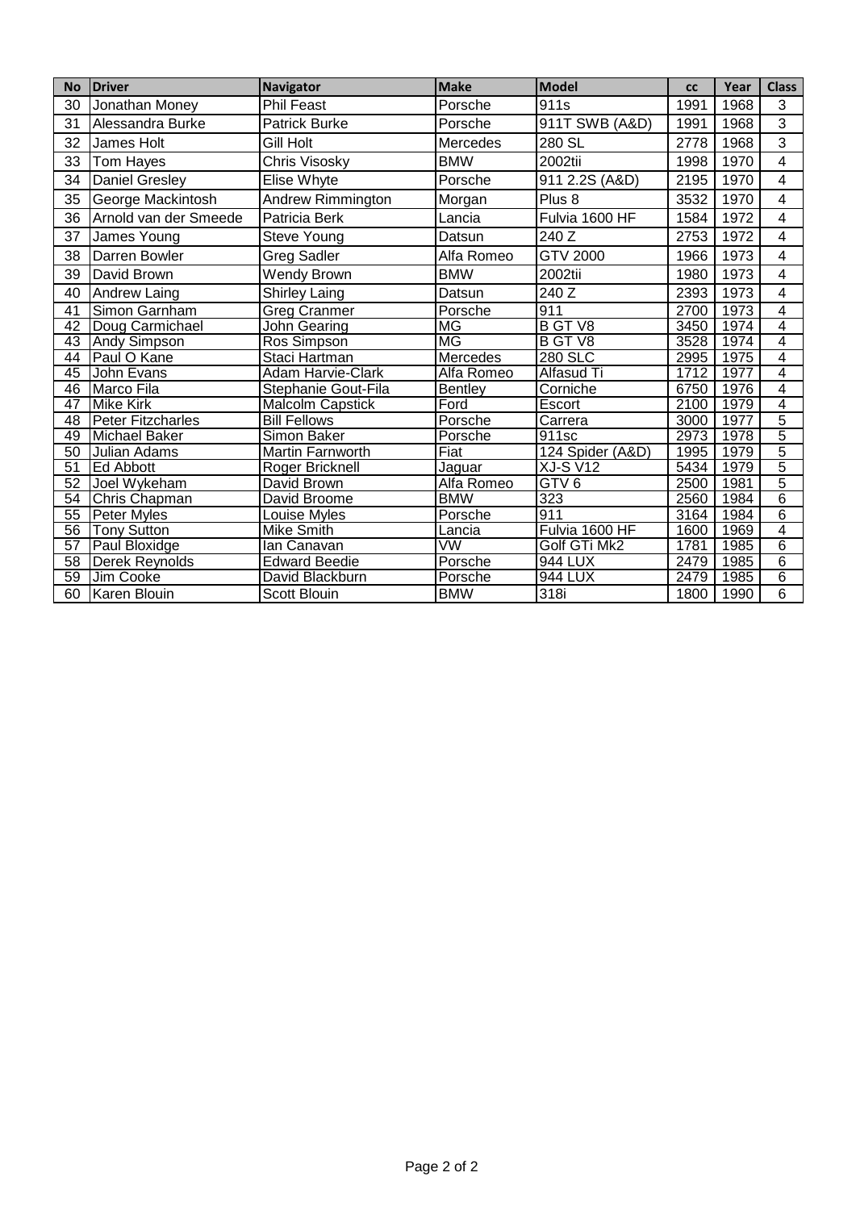| No | Driver | Navigator | Make | Model | cc | Year | Class |
|---|---|---|---|---|---|---|---|
| 30 | Jonathan Money | Phil Feast | Porsche | 911s | 1991 | 1968 | 3 |
| 31 | Alessandra Burke | Patrick Burke | Porsche | 911T SWB (A&D) | 1991 | 1968 | 3 |
| 32 | James Holt | Gill Holt | Mercedes | 280 SL | 2778 | 1968 | 3 |
| 33 | Tom Hayes | Chris Visosky | BMW | 2002tii | 1998 | 1970 | 4 |
| 34 | Daniel Gresley | Elise Whyte | Porsche | 911 2.2S (A&D) | 2195 | 1970 | 4 |
| 35 | George Mackintosh | Andrew Rimmington | Morgan | Plus 8 | 3532 | 1970 | 4 |
| 36 | Arnold van der Smeede | Patricia Berk | Lancia | Fulvia 1600 HF | 1584 | 1972 | 4 |
| 37 | James Young | Steve Young | Datsun | 240 Z | 2753 | 1972 | 4 |
| 38 | Darren Bowler | Greg Sadler | Alfa Romeo | GTV 2000 | 1966 | 1973 | 4 |
| 39 | David Brown | Wendy Brown | BMW | 2002tii | 1980 | 1973 | 4 |
| 40 | Andrew Laing | Shirley Laing | Datsun | 240 Z | 2393 | 1973 | 4 |
| 41 | Simon Garnham | Greg Cranmer | Porsche | 911 | 2700 | 1973 | 4 |
| 42 | Doug Carmichael | John Gearing | MG | B GT V8 | 3450 | 1974 | 4 |
| 43 | Andy Simpson | Ros Simpson | MG | B GT V8 | 3528 | 1974 | 4 |
| 44 | Paul O Kane | Staci Hartman | Mercedes | 280 SLC | 2995 | 1975 | 4 |
| 45 | John Evans | Adam Harvie-Clark | Alfa Romeo | Alfasud Ti | 1712 | 1977 | 4 |
| 46 | Marco Fila | Stephanie Gout-Fila | Bentley | Corniche | 6750 | 1976 | 4 |
| 47 | Mike Kirk | Malcolm Capstick | Ford | Escort | 2100 | 1979 | 4 |
| 48 | Peter Fitzcharles | Bill Fellows | Porsche | Carrera | 3000 | 1977 | 5 |
| 49 | Michael Baker | Simon Baker | Porsche | 911sc | 2973 | 1978 | 5 |
| 50 | Julian Adams | Martin Farnworth | Fiat | 124 Spider (A&D) | 1995 | 1979 | 5 |
| 51 | Ed Abbott | Roger Bricknell | Jaguar | XJ-S V12 | 5434 | 1979 | 5 |
| 52 | Joel Wykeham | David Brown | Alfa Romeo | GTV 6 | 2500 | 1981 | 5 |
| 54 | Chris Chapman | David Broome | BMW | 323 | 2560 | 1984 | 6 |
| 55 | Peter Myles | Louise Myles | Porsche | 911 | 3164 | 1984 | 6 |
| 56 | Tony Sutton | Mike Smith | Lancia | Fulvia 1600 HF | 1600 | 1969 | 4 |
| 57 | Paul Bloxidge | Ian Canavan | VW | Golf GTi Mk2 | 1781 | 1985 | 6 |
| 58 | Derek Reynolds | Edward Beedie | Porsche | 944 LUX | 2479 | 1985 | 6 |
| 59 | Jim Cooke | David Blackburn | Porsche | 944 LUX | 2479 | 1985 | 6 |
| 60 | Karen Blouin | Scott Blouin | BMW | 318i | 1800 | 1990 | 6 |